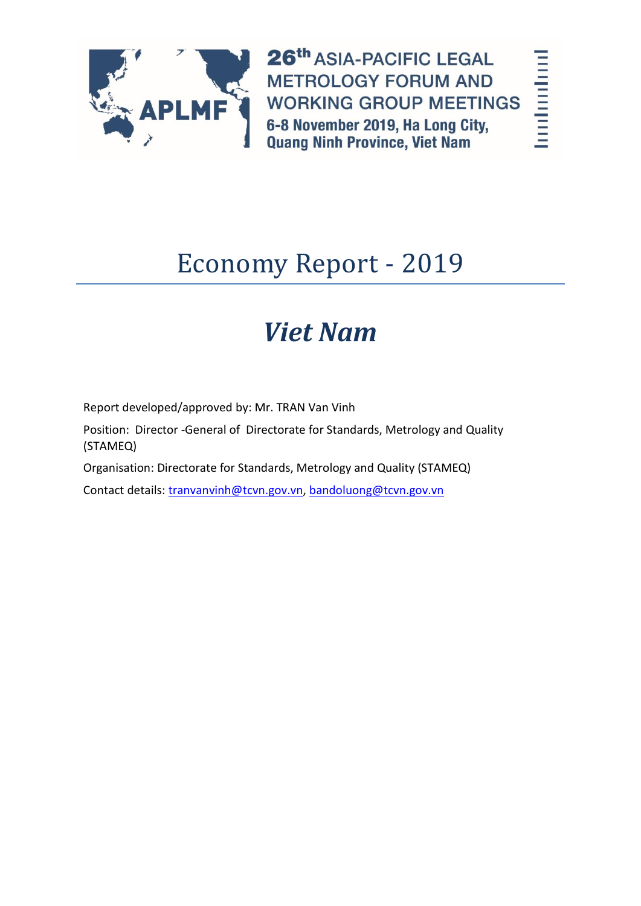**26th ASIA-PACIFIC LEGAL METROLOGY FORUM AND WORKING GROUP MEETINGS**

**6-8 November 2019, Ha Long City, Quang Ninh Province, Viet Nam**

# Economy Report - 2019

## *Viet Nam*

Report developed/approved by: Mr. TRAN Van Vinh

Position: Director -General of Directorate for Standards, Metrology and Quality (STAMEQ)

Organisation: Directorate for Standards, Metrology and Quality (STAMEQ)

Contact details: tranvanvinh@tcvn.gov.vn, bandoluong@tcvn.gov.vn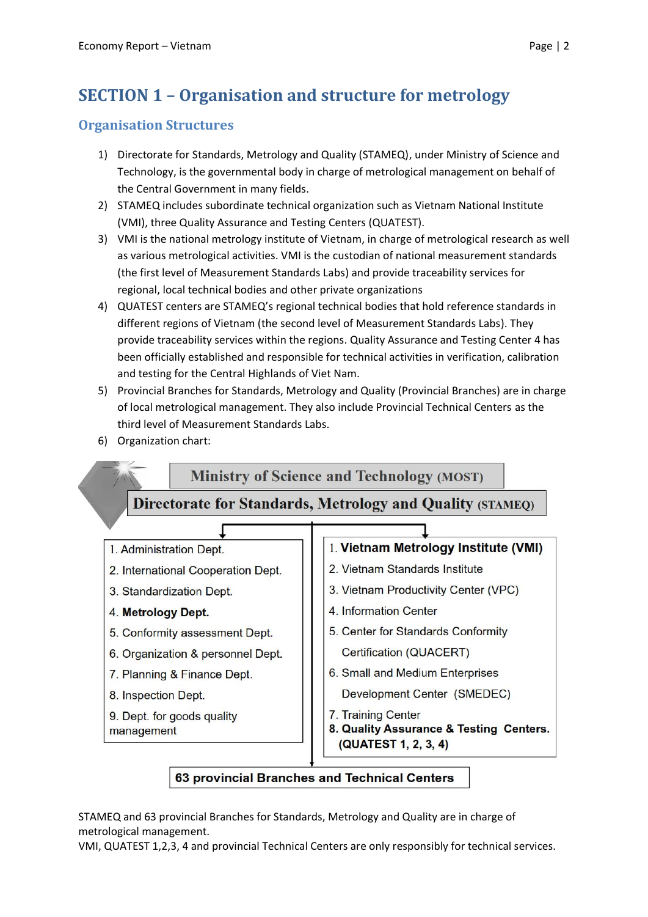# SECTION 1 – Organisation and structure for metrology

## Organisation Structures

1) Directorate for Standards, Metrology and Quality (STAMEQ), under Ministry of Science and Technology, is the governmental body in charge of metrological management on behalf of the Central Government in many fields.
2) STAMEQ includes subordinate technical organization such as Vietnam National Institute (VMI), three Quality Assurance and Testing Centers (QUATEST).
3) VMI is the national metrology institute of Vietnam, in charge of metrological research as well as various metrological activities. VMI is the custodian of national measurement standards (the first level of Measurement Standards Labs) and provide traceability services for regional, local technical bodies and other private organizations
4) QUATEST centers are STAMEQ's regional technical bodies that hold reference standards in different regions of Vietnam (the second level of Measurement Standards Labs). They provide traceability services within the regions. Quality Assurance and Testing Center 4 has been officially established and responsible for technical activities in verification, calibration and testing for the Central Highlands of Viet Nam.
5) Provincial Branches for Standards, Metrology and Quality (Provincial Branches) are in charge of local metrological management. They also include Provincial Technical Centers as the third level of Measurement Standards Labs.
6) Organization chart:

**Ministry of Science and Technology (MOST)**

**Directorate for Standards, Metrology and Quality (STAMEQ)**

| | |
|---|---|
| 1. Administration Dept. | 1. **Vietnam Metrology Institute (VMI)** |
| 2. International Cooperation Dept. | 2. Vietnam Standards Institute |
| 3. Standardization Dept. | 3. Vietnam Productivity Center (VPC) |
| 4. **Metrology Dept.** | 4. Information Center |
| 5. Conformity assessment Dept. | 5. Center for Standards Conformity Certification (QUACERT) |
| 6. Organization & personnel Dept. | 6. Small and Medium Enterprises Development Center (SMEDEC) |
| 7. Planning & Finance Dept. | 7. Training Center |
| 8. Inspection Dept. | **8. Quality Assurance & Testing Centers. (QUATEST 1, 2, 3, 4)** |
| 9. Dept. for goods quality management | |

**63 provincial Branches and Technical Centers**

STAMEQ and 63 provincial Branches for Standards, Metrology and Quality are in charge of metrological management.
VMI, QUATEST 1,2,3, 4 and provincial Technical Centers are only responsibly for technical services.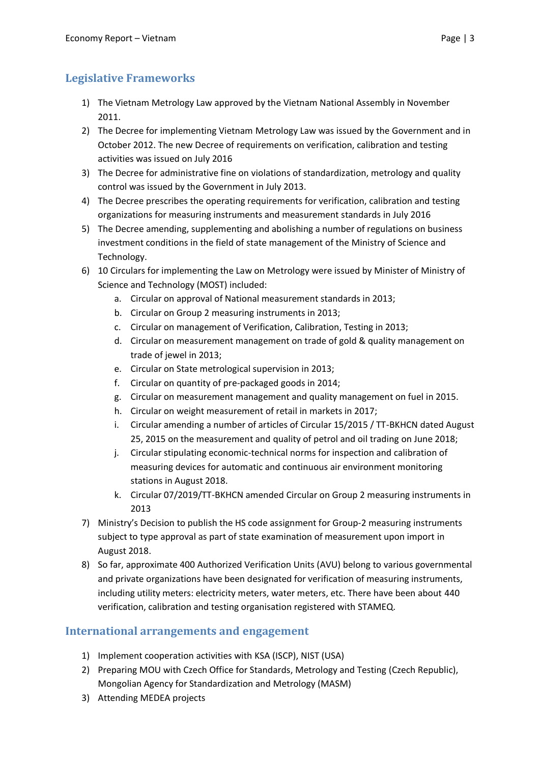## Legislative Frameworks

1) The Vietnam Metrology Law approved by the Vietnam National Assembly in November 2011.
2) The Decree for implementing Vietnam Metrology Law was issued by the Government and in October 2012. The new Decree of requirements on verification, calibration and testing activities was issued on July 2016
3) The Decree for administrative fine on violations of standardization, metrology and quality control was issued by the Government in July 2013.
4) The Decree prescribes the operating requirements for verification, calibration and testing organizations for measuring instruments and measurement standards in July 2016
5) The Decree amending, supplementing and abolishing a number of regulations on business investment conditions in the field of state management of the Ministry of Science and Technology.
6) 10 Circulars for implementing the Law on Metrology were issued by Minister of Ministry of Science and Technology (MOST) included:
    a. Circular on approval of National measurement standards in 2013;
    b. Circular on Group 2 measuring instruments in 2013;
    c. Circular on management of Verification, Calibration, Testing in 2013;
    d. Circular on measurement management on trade of gold & quality management on trade of jewel in 2013;
    e. Circular on State metrological supervision in 2013;
    f. Circular on quantity of pre-packaged goods in 2014;
    g. Circular on measurement management and quality management on fuel in 2015.
    h. Circular on weight measurement of retail in markets in 2017;
    i. Circular amending a number of articles of Circular 15/2015 / TT-BKHCN dated August 25, 2015 on the measurement and quality of petrol and oil trading on June 2018;
    j. Circular stipulating economic-technical norms for inspection and calibration of measuring devices for automatic and continuous air environment monitoring stations in August 2018.
    k. Circular 07/2019/TT-BKHCN amended Circular on Group 2 measuring instruments in 2013
7) Ministry's Decision to publish the HS code assignment for Group-2 measuring instruments subject to type approval as part of state examination of measurement upon import in August 2018.
8) So far, approximate 400 Authorized Verification Units (AVU) belong to various governmental and private organizations have been designated for verification of measuring instruments, including utility meters: electricity meters, water meters, etc. There have been about 440 verification, calibration and testing organisation registered with STAMEQ.

## International arrangements and engagement

1) Implement cooperation activities with KSA (ISCP), NIST (USA)
2) Preparing MOU with Czech Office for Standards, Metrology and Testing (Czech Republic), Mongolian Agency for Standardization and Metrology (MASM)
3) Attending MEDEA projects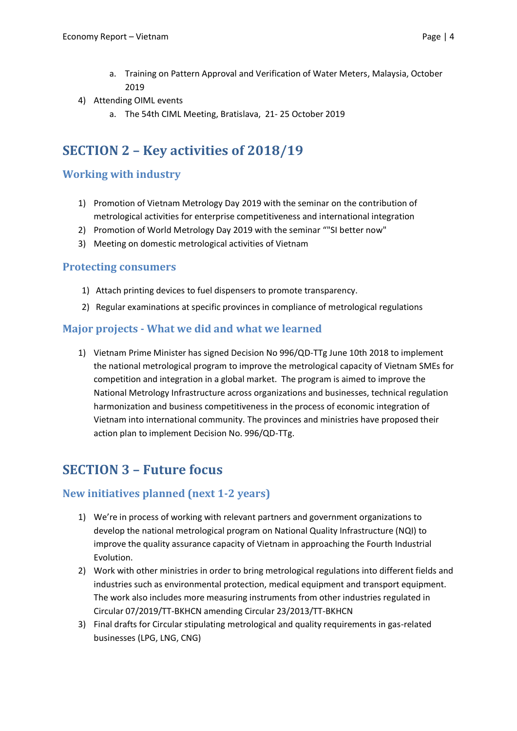a. Training on Pattern Approval and Verification of Water Meters, Malaysia, October 2019

4) Attending OIML events
   a. The 54th CIML Meeting, Bratislava, 21- 25 October 2019

## SECTION 2 – Key activities of 2018/19

### Working with industry

1) Promotion of Vietnam Metrology Day 2019 with the seminar on the contribution of metrological activities for enterprise competitiveness and international integration
2) Promotion of World Metrology Day 2019 with the seminar “"SI better now"
3) Meeting on domestic metrological activities of Vietnam

### Protecting consumers

1) Attach printing devices to fuel dispensers to promote transparency.
2) Regular examinations at specific provinces in compliance of metrological regulations

### Major projects - What we did and what we learned

1) Vietnam Prime Minister has signed Decision No 996/QD-TTg June 10th 2018 to implement the national metrological program to improve the metrological capacity of Vietnam SMEs for competition and integration in a global market. The program is aimed to improve the National Metrology Infrastructure across organizations and businesses, technical regulation harmonization and business competitiveness in the process of economic integration of Vietnam into international community. The provinces and ministries have proposed their action plan to implement Decision No. 996/QD-TTg.

## SECTION 3 – Future focus

### New initiatives planned (next 1-2 years)

1) We’re in process of working with relevant partners and government organizations to develop the national metrological program on National Quality Infrastructure (NQI) to improve the quality assurance capacity of Vietnam in approaching the Fourth Industrial Evolution.
2) Work with other ministries in order to bring metrological regulations into different fields and industries such as environmental protection, medical equipment and transport equipment. The work also includes more measuring instruments from other industries regulated in Circular 07/2019/TT-BKHCN amending Circular 23/2013/TT-BKHCN
3) Final drafts for Circular stipulating metrological and quality requirements in gas-related businesses (LPG, LNG, CNG)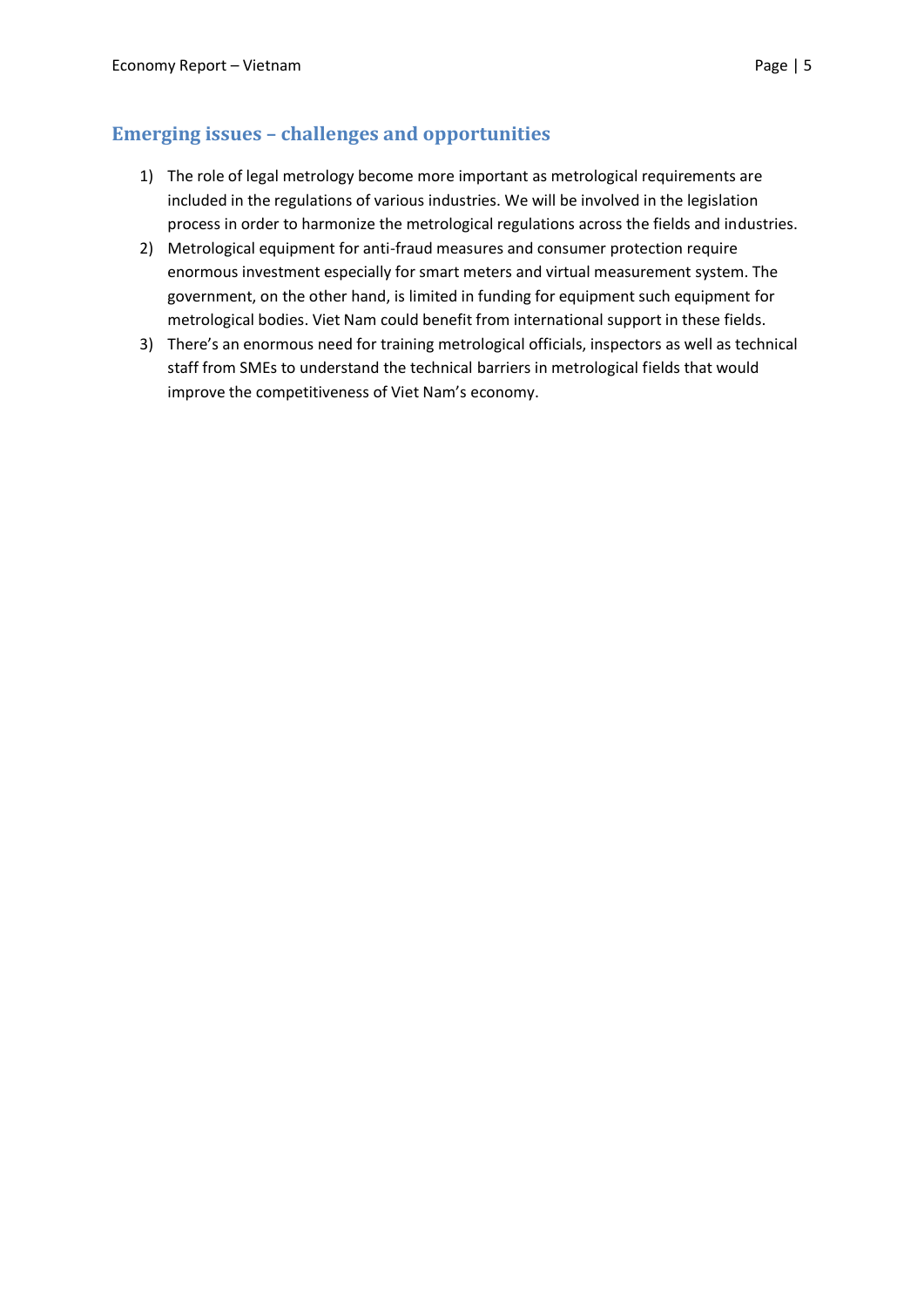## Emerging issues – challenges and opportunities

1) The role of legal metrology become more important as metrological requirements are included in the regulations of various industries. We will be involved in the legislation process in order to harmonize the metrological regulations across the fields and industries.
2) Metrological equipment for anti-fraud measures and consumer protection require enormous investment especially for smart meters and virtual measurement system. The government, on the other hand, is limited in funding for equipment such equipment for metrological bodies. Viet Nam could benefit from international support in these fields.
3) There's an enormous need for training metrological officials, inspectors as well as technical staff from SMEs to understand the technical barriers in metrological fields that would improve the competitiveness of Viet Nam's economy.